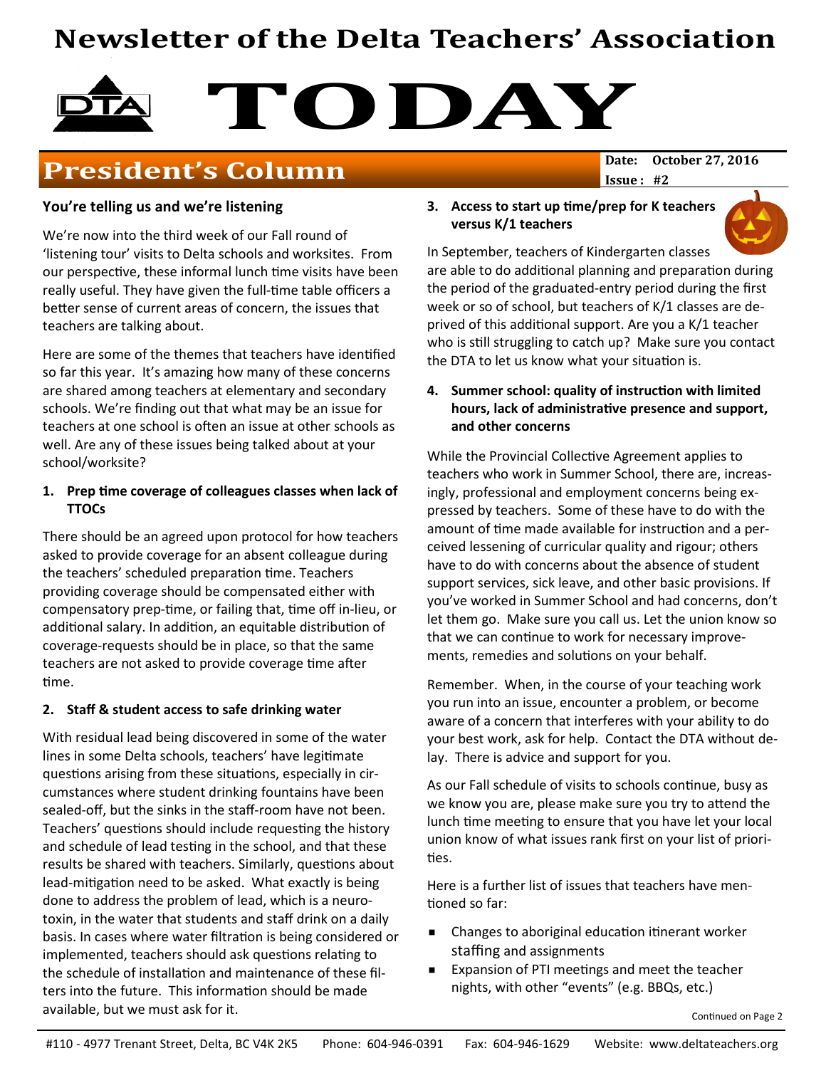# Newsletter of the Delta Teachers' Association

# TODAY

## President's Column

**Date: October 27, 2016**
**Issue : #2**

### You're telling us and we're listening

We're now into the third week of our Fall round of 'listening tour' visits to Delta schools and worksites. From our perspective, these informal lunch time visits have been really useful. They have given the full-time table officers a better sense of current areas of concern, the issues that teachers are talking about.

Here are some of the themes that teachers have identified so far this year. It's amazing how many of these concerns are shared among teachers at elementary and secondary schools. We're finding out that what may be an issue for teachers at one school is often an issue at other schools as well. Are any of these issues being talked about at your school/worksite?

**1. Prep time coverage of colleagues classes when lack of TTOCs**

There should be an agreed upon protocol for how teachers asked to provide coverage for an absent colleague during the teachers' scheduled preparation time. Teachers providing coverage should be compensated either with compensatory prep-time, or failing that, time off in-lieu, or additional salary. In addition, an equitable distribution of coverage-requests should be in place, so that the same teachers are not asked to provide coverage time after time.

**2. Staff & student access to safe drinking water**

With residual lead being discovered in some of the water lines in some Delta schools, teachers' have legitimate questions arising from these situations, especially in circumstances where student drinking fountains have been sealed-off, but the sinks in the staff-room have not been. Teachers' questions should include requesting the history and schedule of lead testing in the school, and that these results be shared with teachers. Similarly, questions about lead-mitigation need to be asked. What exactly is being done to address the problem of lead, which is a neurotoxin, in the water that students and staff drink on a daily basis. In cases where water filtration is being considered or implemented, teachers should ask questions relating to the schedule of installation and maintenance of these filters into the future. This information should be made available, but we must ask for it.

**3. Access to start up time/prep for K teachers versus K/1 teachers**

In September, teachers of Kindergarten classes are able to do additional planning and preparation during the period of the graduated-entry period during the first week or so of school, but teachers of K/1 classes are deprived of this additional support. Are you a K/1 teacher who is still struggling to catch up? Make sure you contact the DTA to let us know what your situation is.

**4. Summer school: quality of instruction with limited hours, lack of administrative presence and support, and other concerns**

While the Provincial Collective Agreement applies to teachers who work in Summer School, there are, increasingly, professional and employment concerns being expressed by teachers. Some of these have to do with the amount of time made available for instruction and a perceived lessening of curricular quality and rigour; others have to do with concerns about the absence of student support services, sick leave, and other basic provisions. If you've worked in Summer School and had concerns, don't let them go. Make sure you call us. Let the union know so that we can continue to work for necessary improvements, remedies and solutions on your behalf.

Remember. When, in the course of your teaching work you run into an issue, encounter a problem, or become aware of a concern that interferes with your ability to do your best work, ask for help. Contact the DTA without delay. There is advice and support for you.

As our Fall schedule of visits to schools continue, busy as we know you are, please make sure you try to attend the lunch time meeting to ensure that you have let your local union know of what issues rank first on your list of priorities.

Here is a further list of issues that teachers have mentioned so far:

- Changes to aboriginal education itinerant worker staffing and assignments
- Expansion of PTI meetings and meet the teacher nights, with other "events" (e.g. BBQs, etc.)

Continued on Page 2

#110 - 4977 Trenant Street, Delta, BC V4K 2K5 Phone: 604-946-0391 Fax: 604-946-1629 Website: www.deltateachers.org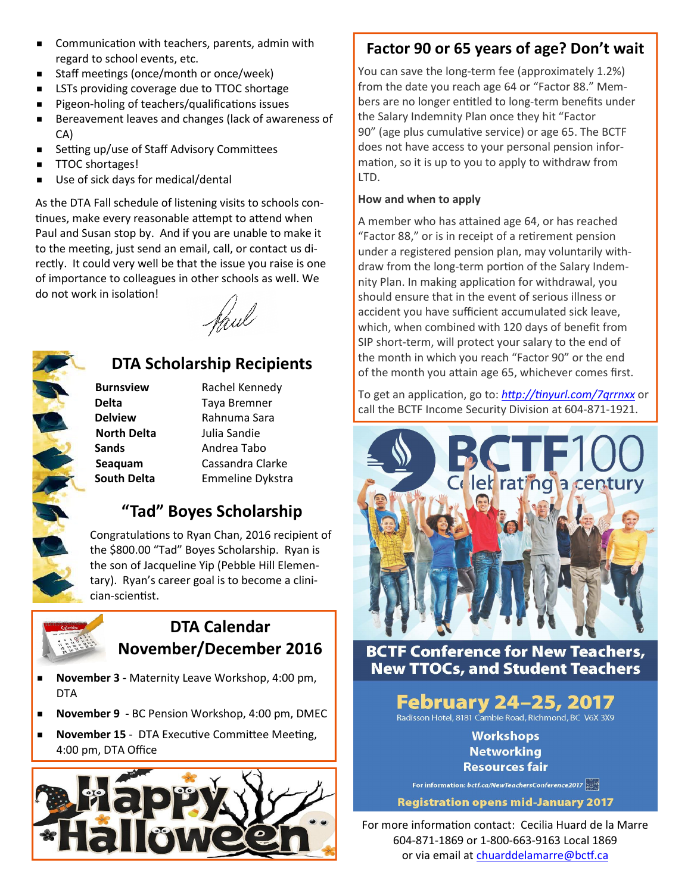- Communication with teachers, parents, admin with regard to school events, etc.
- Staff meetings (once/month or once/week)
- LSTs providing coverage due to TTOC shortage
- Pigeon-holing of teachers/qualifications issues
- Bereavement leaves and changes (lack of awareness of CA)
- Setting up/use of Staff Advisory Committees
- TTOC shortages!
- Use of sick days for medical/dental

As the DTA Fall schedule of listening visits to schools continues, make every reasonable attempt to attend when Paul and Susan stop by. And if you are unable to make it to the meeting, just send an email, call, or contact us directly. It could very well be that the issue you raise is one of importance to colleagues in other schools as well. We do not work in isolation!

Paul

## DTA Scholarship Recipients

| | |
|---|---|
| **Burnsview** | Rachel Kennedy |
| **Delta** | Taya Bremner |
| **Delview** | Rahnuma Sara |
| **North Delta** | Julia Sandie |
| **Sands** | Andrea Tabo |
| **Seaquam** | Cassandra Clarke |
| **South Delta** | Emmeline Dykstra |

## "Tad" Boyes Scholarship

Congratulations to Ryan Chan, 2016 recipient of the $800.00 "Tad" Boyes Scholarship. Ryan is the son of Jacqueline Yip (Pebble Hill Elementary). Ryan's career goal is to become a clinician-scientist.

## DTA Calendar November/December 2016

- **November 3 -** Maternity Leave Workshop, 4:00 pm, DTA
- **November 9 -** BC Pension Workshop, 4:00 pm, DMEC
- **November 15** - DTA Executive Committee Meeting, 4:00 pm, DTA Office

Happy Halloween

## Factor 90 or 65 years of age? Don't wait

You can save the long-term fee (approximately 1.2%) from the date you reach age 64 or "Factor 88." Members are no longer entitled to long-term benefits under the Salary Indemnity Plan once they hit "Factor 90" (age plus cumulative service) or age 65. The BCTF does not have access to your personal pension information, so it is up to you to apply to withdraw from LTD.

### How and when to apply

A member who has attained age 64, or has reached "Factor 88," or is in receipt of a retirement pension under a registered pension plan, may voluntarily withdraw from the long-term portion of the Salary Indemnity Plan. In making application for withdrawal, you should ensure that in the event of serious illness or accident you have sufficient accumulated sick leave, which, when combined with 120 days of benefit from SIP short-term, will protect your salary to the end of the month in which you reach "Factor 90" or the end of the month you attain age 65, whichever comes first.

To get an application, go to: *http://tinyurl.com/7qrrnxx* or call the BCTF Income Security Division at 604-871-1921.

BCTF100 Celebrating a century

**BCTF Conference for New Teachers, New TTOCs, and Student Teachers**

**February 24–25, 2017**

Radisson Hotel, 8181 Cambie Road, Richmond, BC V6X 3X9

**Workshops**
**Networking**
**Resources fair**

For information: *bctf.ca/NewTeachersConference2017*

**Registration opens mid-January 2017**

For more information contact: Cecilia Huard de la Marre 604-871-1869 or 1-800-663-9163 Local 1869 or via email at chuarddelamarre@bctf.ca